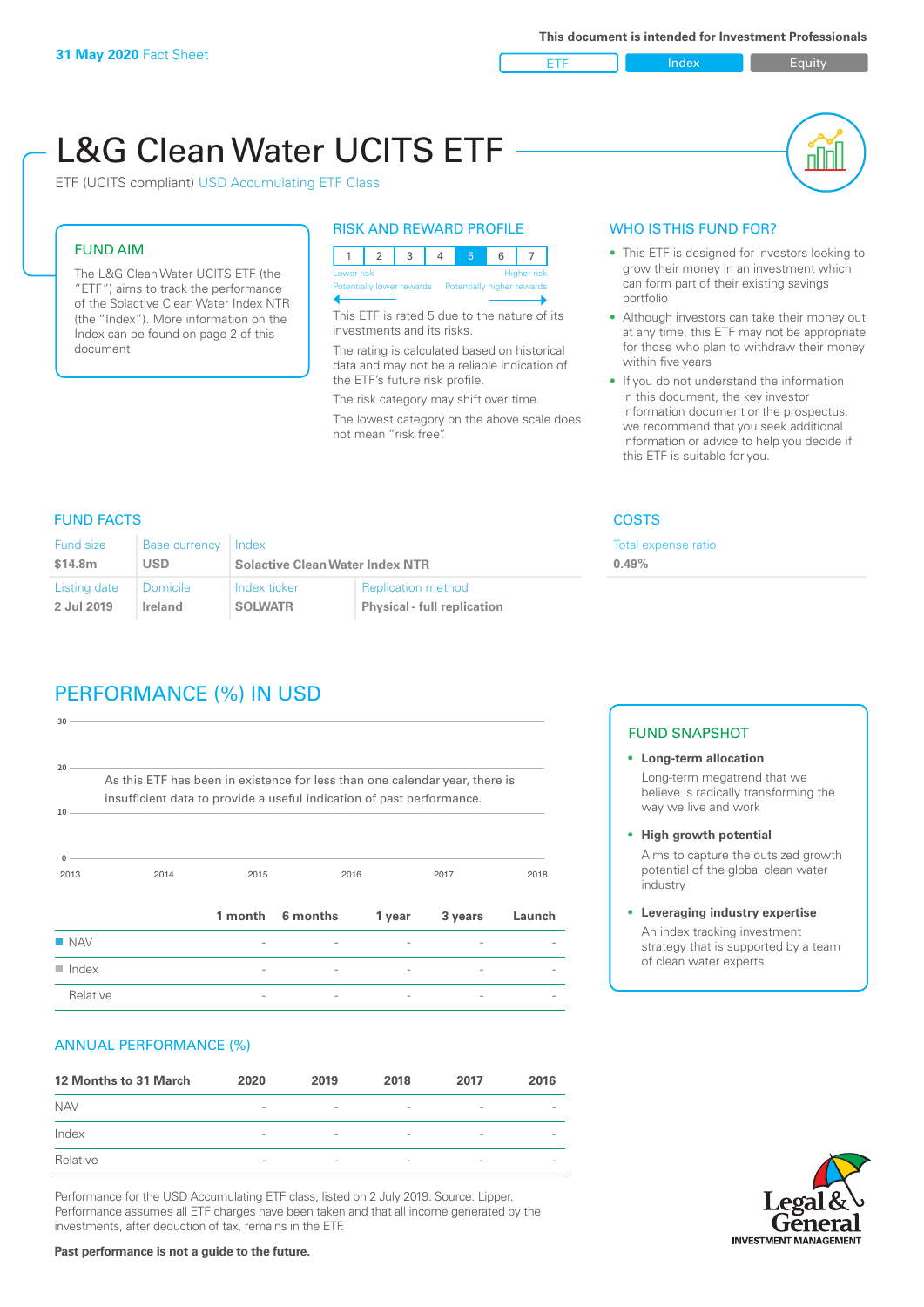**31 May 2020** Fact Sheet

This document is intended for Investment Professionals

ETF | Index | Equity

# L&G Clean Water UCITS ETF

ETF (UCITS compliant) USD Accumulating ETF Class

## FUND AIM

The L&G Clean Water UCITS ETF (the "ETF") aims to track the performance of the Solactive Clean Water Index NTR (the "Index"). More information on the Index can be found on page 2 of this document.

## RISK AND REWARD PROFILE

| 1 | 2 | 3 | 4 | **5** | 6 | 7 |
|---|---|---|---|---|---|---|

Lower risk — Higher risk
Potentially lower rewards — Potentially higher rewards

This ETF is rated 5 due to the nature of its investments and its risks.

The rating is calculated based on historical data and may not be a reliable indication of the ETF's future risk profile.

The risk category may shift over time.

The lowest category on the above scale does not mean "risk free".

## WHO IS THIS FUND FOR?

- This fund is designed for investors looking to grow their money in an investment which can form part of their existing savings portfolio
- Although investors can take their money out at any time, this ETF may not be appropriate for those who plan to withdraw their money within five years
- If you do not understand the information in this document, the key investor information document or the prospectus, we recommend that you seek additional information or advice to help you decide if this ETF is suitable for you.

## FUND FACTS

| Fund size | Base currency | Index | |
|---|---|---|---|
| **$14.8m** | **USD** | **Solactive Clean Water Index NTR** | |
| **Listing date** | **Domicile** | **Index ticker** | **Replication method** |
| **2 Jul 2019** | **Ireland** | **SOLWATR** | **Physical - full replication** |

## COSTS

Total expense ratio
**0.49%**

## PERFORMANCE (%) IN USD

As this ETF has been in existence for less than one calendar year, there is insufficient data to provide a useful indication of past performance.

| | 1 month | 6 months | 1 year | 3 years | Launch |
|---|---|---|---|---|---|
| NAV | - | - | - | - | - |
| Index | - | - | - | - | - |
| Relative | - | - | - | - | - |

## FUND SNAPSHOT

- **Long-term allocation**
  Long-term megatrend that we believe is radically transforming the way we live and work
- **High growth potential**
  Aims to capture the outsized growth potential of the global clean water industry
- **Leveraging industry expertise**
  An index tracking investment strategy that is supported by a team of clean water experts

## ANNUAL PERFORMANCE (%)

| 12 Months to 31 March | 2020 | 2019 | 2018 | 2017 | 2016 |
|---|---|---|---|---|---|
| NAV | - | - | - | - | - |
| Index | - | - | - | - | - |
| Relative | - | - | - | - | - |

Performance for the USD Accumulating ETF class, listed on 2 July 2019. Source: Lipper. Performance assumes all ETF charges have been taken and that all income generated by the investments, after deduction of tax, remains in the ETF.

**Past performance is not a guide to the future.**

Legal & General INVESTMENT MANAGEMENT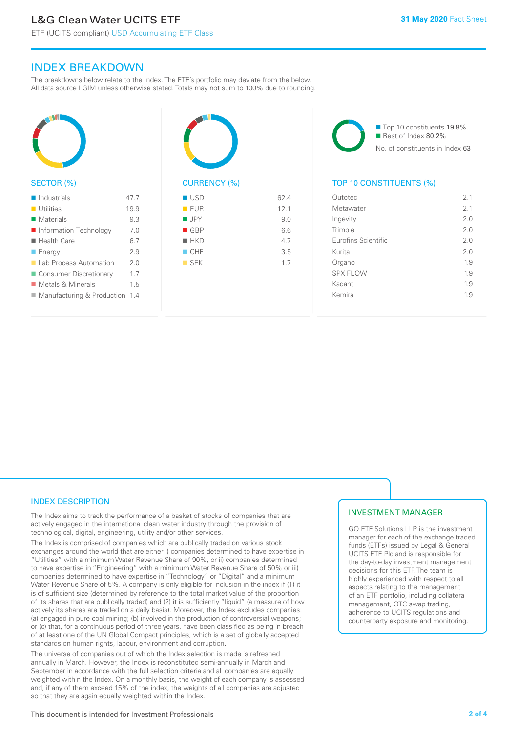# L&G Clean Water UCITS ETF

ETF (UCITS compliant) USD Accumulating ETF Class

31 May 2020 Fact Sheet

## INDEX BREAKDOWN

The breakdowns below relate to the Index. The ETF's portfolio may deviate from the below. All data source LGIM unless otherwise stated. Totals may not sum to 100% due to rounding.

### SECTOR (%)

| Sector | % |
|---|---|
| Industrials | 47.7 |
| Utilities | 19.9 |
| Materials | 9.3 |
| Information Technology | 7.0 |
| Health Care | 6.7 |
| Energy | 2.9 |
| Lab Process Automation | 2.0 |
| Consumer Discretionary | 1.7 |
| Metals & Minerals | 1.5 |
| Manufacturing & Production | 1.4 |

### CURRENCY (%)

| Currency | % |
|---|---|
| USD | 62.4 |
| EUR | 12.1 |
| JPY | 9.0 |
| GBP | 6.6 |
| HKD | 4.7 |
| CHF | 3.5 |
| SEK | 1.7 |

Top 10 constituents 19.8%
Rest of Index 80.2%
No. of constituents in Index 63

### TOP 10 CONSTITUENTS (%)

| Constituent | % |
|---|---|
| Outotec | 2.1 |
| Metawater | 2.1 |
| Ingevity | 2.0 |
| Trimble | 2.0 |
| Eurofins Scientific | 2.0 |
| Kurita | 2.0 |
| Organo | 1.9 |
| SPX FLOW | 1.9 |
| Kadant | 1.9 |
| Kemira | 1.9 |

## INDEX DESCRIPTION

The Index aims to track the performance of a basket of stocks of companies that are actively engaged in the international clean water industry through the provision of technological, digital, engineering, utility and/or other services.

The Index is comprised of companies which are publically traded on various stock exchanges around the world that are either i) companies determined to have expertise in "Utilities" with a minimum Water Revenue Share of 90%, or ii) companies determined to have expertise in "Engineering" with a minimum Water Revenue Share of 50% or iii) companies determined to have expertise in "Technology" or "Digital" and a minimum Water Revenue Share of 5%. A company is only eligible for inclusion in the index if (1) it is of sufficient size (determined by reference to the total market value of the proportion of its shares that are publically traded) and (2) it is sufficiently "liquid" (a measure of how actively its shares are traded on a daily basis). Moreover, the Index excludes companies: (a) engaged in pure coal mining; (b) involved in the production of controversial weapons; or (c) that, for a continuous period of three years, have been classified as being in breach of at least one of the UN Global Compact principles, which is a set of globally accepted standards on human rights, labour, environment and corruption.

The universe of companies out of which the Index selection is made is refreshed annually in March. However, the Index is reconstituted semi-annually in March and September in accordance with the full selection criteria and all companies are equally weighted within the Index. On a monthly basis, the weight of each company is assessed and, if any of them exceed 15% of the index, the weights of all companies are adjusted so that they are again equally weighted within the Index.

## INVESTMENT MANAGER

GO ETF Solutions LLP is the investment manager for each of the exchange traded funds (ETFs) issued by Legal & General UCITS ETF Plc and is responsible for the day-to-day investment management decisions for this ETF. The team is highly experienced with respect to all aspects relating to the management of an ETF portfolio, including collateral management, OTC swap trading, adherence to UCITS regulations and counterparty exposure and monitoring.

This document is intended for Investment Professionals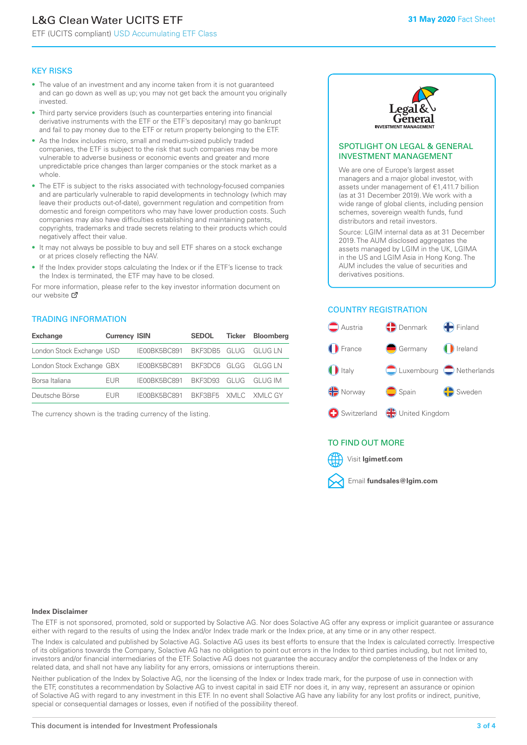# L&G Clean Water UCITS ETF

ETF (UCITS compliant) USD Accumulating ETF Class

31 May 2020 Fact Sheet

## KEY RISKS

- The value of an investment and any income taken from it is not guaranteed and can go down as well as up; you may not get back the amount you originally invested.
- Third party service providers (such as counterparties entering into financial derivative instruments with the ETF or the ETF's depositary) may go bankrupt and fail to pay money due to the ETF or return property belonging to the ETF.
- As the Index includes micro, small and medium-sized publicly traded companies, the ETF is subject to the risk that such companies may be more vulnerable to adverse business or economic events and greater and more unpredictable price changes than larger companies or the stock market as a whole.
- The ETF is subject to the risks associated with technology-focused companies and are particularly vulnerable to rapid developments in technology (which may leave their products out-of-date), government regulation and competition from domestic and foreign competitors who may have lower production costs. Such companies may also have difficulties establishing and maintaining patents, copyrights, trademarks and trade secrets relating to their products which could negatively affect their value.
- It may not always be possible to buy and sell ETF shares on a stock exchange or at prices closely reflecting the NAV.
- If the Index provider stops calculating the Index or if the ETF's license to track the Index is terminated, the ETF may have to be closed.

For more information, please refer to the key investor information document on our website

## TRADING INFORMATION

| Exchange | Currency | ISIN | SEDOL | Ticker | Bloomberg |
|---|---|---|---|---|---|
| London Stock Exchange | USD | IE00BK5BC891 | BKF3DB5 | GLUG | GLUG LN |
| London Stock Exchange | GBX | IE00BK5BC891 | BKF3DC6 | GLGG | GLGG LN |
| Borsa Italiana | EUR | IE00BK5BC891 | BKF3D93 | GLUG | GLUG IM |
| Deutsche Börse | EUR | IE00BK5BC891 | BKF3BF5 | XMLC | XMLC GY |

The currency shown is the trading currency of the listing.

## SPOTLIGHT ON LEGAL & GENERAL INVESTMENT MANAGEMENT

We are one of Europe's largest asset managers and a major global investor, with assets under management of €1,411.7 billion (as at 31 December 2019). We work with a wide range of global clients, including pension schemes, sovereign wealth funds, fund distributors and retail investors.

Source: LGIM internal data as at 31 December 2019. The AUM disclosed aggregates the assets managed by LGIM in the UK, LGIMA in the US and LGIM Asia in Hong Kong. The AUM includes the value of securities and derivatives positions.

## COUNTRY REGISTRATION

- Austria
- Denmark
- Finland
- France
- Germany
- Ireland
- Italy
- Luxembourg
- Netherlands
- Norway
- Spain
- Sweden
- Switzerland
- United Kingdom

## TO FIND OUT MORE

Visit **lgimetf.com**

Email **fundsales@lgim.com**

**Index Disclaimer**

The ETF is not sponsored, promoted, sold or supported by Solactive AG. Nor does Solactive AG offer any express or implicit guarantee or assurance either with regard to the results of using the Index and/or Index trade mark or the Index price, at any time or in any other respect.

The Index is calculated and published by Solactive AG. Solactive AG uses its best efforts to ensure that the Index is calculated correctly. Irrespective of its obligations towards the Company, Solactive AG has no obligation to point out errors in the Index to third parties including, but not limited to, investors and/or financial intermediaries of the ETF. Solactive AG does not guarantee the accuracy and/or the completeness of the Index or any related data, and shall not have any liability for any errors, omissions or interruptions therein.

Neither publication of the Index by Solactive AG, nor the licensing of the Index or Index trade mark, for the purpose of use in connection with the ETF, constitutes a recommendation by Solactive AG to invest capital in said ETF nor does it, in any way, represent an assurance or opinion of Solactive AG with regard to any investment in this ETF. In no event shall Solactive AG have any liability for any lost profits or indirect, punitive, special or consequential damages or losses, even if notified of the possibility thereof.

This document is intended for Investment Professionals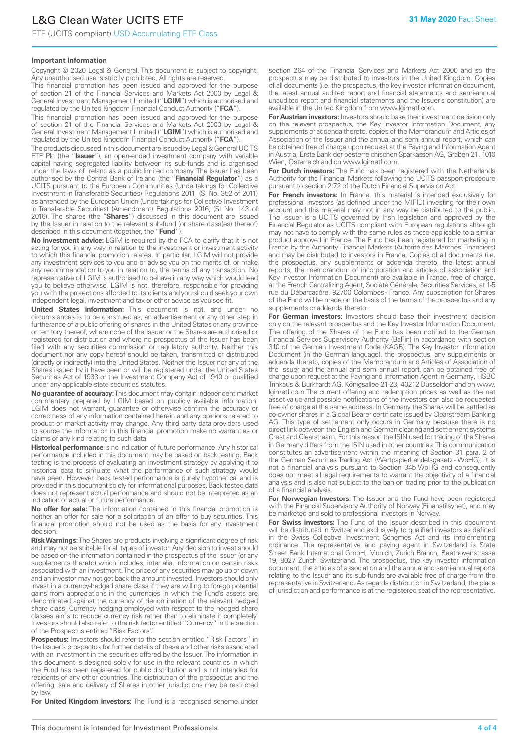## Important Information

Copyright © 2020 Legal & General. This document is subject to copyright. Any unauthorised use is strictly prohibited. All rights are reserved.

This financial promotion has been issued and approved for the purpose of section 21 of the Financial Services and Markets Act 2000 by Legal & General Investment Management Limited ("**LGIM**") which is authorised and regulated by the United Kingdom Financial Conduct Authority ("**FCA**").

This financial promotion has been issued and approved for the purpose of section 21 of the Financial Services and Markets Act 2000 by Legal & General Investment Management Limited ("**LGIM**") which is authorised and regulated by the United Kingdom Financial Conduct Authority ("**FCA**").

The products discussed in this document are issued by Legal & General UCITS ETF Plc (the "**Issuer**"), an open-ended investment company with variable capital having segregated liability between its sub-funds and is organised under the laws of Ireland as a public limited company. The Issuer has been authorised by the Central Bank of Ireland (the "**Financial Regulator**") as a UCITS pursuant to the European Communities (Undertakings for Collective Investment in Transferable Securities) Regulations 2011, (SI No. 352 of 2011) as amended by the European Union (Undertakings for Collective Investment in Transferable Securities) (Amendment) Regulations 2016, (SI No. 143 of 2016). The shares (the "**Shares**") discussed in this document are issued by the Issuer in relation to the relevant sub-fund (or share class(es) thereof) described in this document (together, the "**Fund**").

**No investment advice:** LGIM is required by the FCA to clarify that it is not acting for you in any way in relation to the investment or investment activity to which this financial promotion relates. In particular, LGIM will not provide any investment services to you and or advise you on the merits of, or make any recommendation to you in relation to, the terms of any transaction. No representative of LGIM is authorised to behave in any way which would lead you to believe otherwise. LGIM is not, therefore, responsible for providing you with the protections afforded to its clients and you should seek your own independent legal, investment and tax or other advice as you see fit.

**United States information:** This document is not, and under no circumstances is to be construed as, an advertisement or any other step in furtherance of a public offering of shares in the United States or any province or territory thereof, where none of the Issuer or the Shares are authorised or registered for distribution and where no prospectus of the Issuer has been filed with any securities commission or regulatory authority. Neither this document nor any copy hereof should be taken, transmitted or distributed (directly or indirectly) into the United States. Neither the Issuer nor any of the Shares issued by it have been or will be registered under the United States Securities Act of 1933 or the Investment Company Act of 1940 or qualified under any applicable state securities statutes.

**No guarantee of accuracy:** This document may contain independent market commentary prepared by LGIM based on publicly available information. LGIM does not warrant, guarantee or otherwise confirm the accuracy or correctness of any information contained herein and any opinions related to product or market activity may change. Any third party data providers used to source the information in this financial promotion make no warranties or claims of any kind relating to such data.

**Historical performance** is no indication of future performance: Any historical performance included in this document may be based on back testing. Back testing is the process of evaluating an investment strategy by applying it to historical data to simulate what the performance of such strategy would have been. However, back tested performance is purely hypothetical and is provided in this document solely for informational purposes. Back tested data does not represent actual performance and should not be interpreted as an indication of actual or future performance.

**No offer for sale:** The information contained in this financial promotion is neither an offer for sale nor a solicitation of an offer to buy securities. This financial promotion should not be used as the basis for any investment decision.

**Risk Warnings:** The Shares are products involving a significant degree of risk and may not be suitable for all types of investor. Any decision to invest should be based on the information contained in the prospectus of the Issuer (or any supplements thereto) which includes, inter alia, information on certain risks associated with an investment. The price of any securities may go up or down and an investor may not get back the amount invested. Investors should only invest in a currency-hedged share class if they are willing to forego potential gains from appreciations in the currencies in which the Fund's assets are denominated against the currency of denomination of the relevant hedged share class. Currency hedging employed with respect to the hedged share classes aims to reduce currency risk rather than to eliminate it completely. Investors should also refer to the risk factor entitled "Currency" in the section of the Prospectus entitled "Risk Factors".

**Prospectus:** Investors should refer to the section entitled "Risk Factors" in the Issuer's prospectus for further details of these and other risks associated with an investment in the securities offered by the Issuer. The information in this document is designed solely for use in the relevant countries in which the Fund has been registered for public distribution and is not intended for residents of any other countries. The distribution of the prospectus and the offering, sale and delivery of Shares in other jurisdictions may be restricted by law.

**For United Kingdom investors:** The Fund is a recognised scheme under section 264 of the Financial Services and Markets Act 2000 and so the prospectus may be distributed to investors in the United Kingdom. Copies of all documents (i.e. the prospectus, the key investor information document, the latest annual audited report and financial statements and semi-annual unaudited report and financial statements and the Issuer's constitution) are available in the United Kingdom from www.lgimetf.com.

**For Austrian investors:** Investors should base their investment decision only on the relevant prospectus, the Key Investor Information Document, any supplements or addenda thereto, copies of the Memorandum and Articles of Association of the Issuer and the annual and semi-annual report, which can be obtained free of charge upon request at the Paying and Information Agent in Austria, Erste Bank der oesterreichischen Sparkassen AG, Graben 21, 1010 Wien, Österreich and on www.lgimetf.com.

**For Dutch investors:** The Fund has been registered with the Netherlands Authority for the Financial Markets following the UCITS passport-procedure pursuant to section 2:72 of the Dutch Financial Supervision Act.

**For French investors:** In France, this material is intended exclusively for professional investors (as defined under the MIFID) investing for their own account and this material may not in any way be distributed to the public. The Issuer is a UCITS governed by Irish legislation and approved by the Financial Regulator as UCITS compliant with European regulations although may not have to comply with the same rules as those applicable to a similar product approved in France. The Fund has been registered for marketing in France by the Authority Financial Markets (Autorité des Marchés Financiers) and may be distributed to investors in France. Copies of all documents (i.e. the prospectus, any supplements or addenda thereto, the latest annual reports, the memorandum of incorporation and articles of association and Key Investor Information Document) are available in France, free of charge, at the French Centralizing Agent, Société Générale, Securities Services, at 1-5 rue du Débarcadère, 92700 Colombes - France. Any subscription for Shares of the Fund will be made on the basis of the terms of the prospectus and any supplements or addenda thereto.

**For German investors:** Investors should base their investment decision only on the relevant prospectus and the Key Investor Information Document. The offering of the Shares of the Fund has been notified to the German Financial Services Supervisory Authority (BaFin) in accordance with section 310 of the German Investment Code (KAGB). The Key Investor Information Document (in the German language), the prospectus, any supplements or addenda thereto, copies of the Memorandum and Articles of Association of the Issuer and the annual and semi-annual report, can be obtained free of charge upon request at the Paying and Information Agent in Germany, HSBC Trinkaus & Burkhardt AG, Königsallee 21-23, 40212 Düsseldorf and on www.lgimetf.com.The current offering and redemption prices as well as the net asset value and possible notifications of the investors can also be requested free of charge at the same address. In Germany the Shares will be settled as co-owner shares in a Global Bearer certificate issued by Clearstream Banking AG. This type of settlement only occurs in Germany because there is no direct link between the English and German clearing and settlement systems Crest and Clearstream. For this reason the ISIN used for trading of the Shares in Germany differs from the ISIN used in other countries. This communication constitutes an advertisement within the meaning of Section 31 para. 2 of the German Securities Trading Act (Wertpapierhandelsgesetz - WpHG); it is not a financial analysis pursuant to Section 34b WpHG and consequently does not meet all legal requirements to warrant the objectivity of a financial analysis and is also not subject to the ban on trading prior to the publication of a financial analysis.

**For Norwegian Investors:** The Issuer and the Fund have been registered with the Financial Supervisory Authority of Norway (Finanstilsynet), and may be marketed and sold to professional investors in Norway.

**For Swiss investors:** The Fund of the Issuer described in this document will be distributed in Switzerland exclusively to qualified investors as defined in the Swiss Collective Investment Schemes Act and its implementing ordinance. The representative and paying agent in Switzerland is State Street Bank International GmbH, Munich, Zurich Branch, Beethovenstrasse 19, 8027 Zurich, Switzerland. The prospectus, the key investor information document, the articles of association and the annual and semi-annual reports relating to the Issuer and its sub-funds are available free of charge from the representative in Switzerland. As regards distribution in Switzerland, the place of jurisdiction and performance is at the registered seat of the representative.